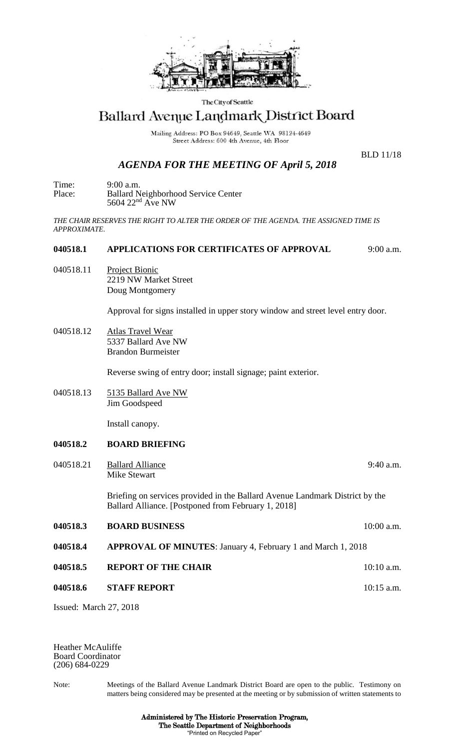The City of Seattle

# Ballard Avenue Landmark District Board

Mailing Address: PO Box 94649, Seattle WA 98124-4649
Street Address: 600 4th Avenue, 4th Floor

BLD 11/18

## *AGENDA FOR THE MEETING OF April 5, 2018*

Time: 9:00 a.m.
Place: Ballard Neighborhood Service Center
5604 22nd Ave NW

*THE CHAIR RESERVES THE RIGHT TO ALTER THE ORDER OF THE AGENDA. THE ASSIGNED TIME IS APPROXIMATE.*

**040518.1 APPLICATIONS FOR CERTIFICATES OF APPROVAL** 9:00 a.m.

040518.11 Project Bionic
2219 NW Market Street
Doug Montgomery

Approval for signs installed in upper story window and street level entry door.

040518.12 Atlas Travel Wear
5337 Ballard Ave NW
Brandon Burmeister

Reverse swing of entry door; install signage; paint exterior.

040518.13 5135 Ballard Ave NW
Jim Goodspeed

Install canopy.

**040518.2 BOARD BRIEFING**

040518.21 Ballard Alliance 9:40 a.m.
Mike Stewart

Briefing on services provided in the Ballard Avenue Landmark District by the Ballard Alliance. [Postponed from February 1, 2018]

**040518.3 BOARD BUSINESS** 10:00 a.m.

**040518.4 APPROVAL OF MINUTES**: January 4, February 1 and March 1, 2018

**040518.5 REPORT OF THE CHAIR** 10:10 a.m.

**040518.6 STAFF REPORT** 10:15 a.m.

Issued: March 27, 2018

Heather McAuliffe
Board Coordinator
(206) 684-0229

Note: Meetings of the Ballard Avenue Landmark District Board are open to the public. Testimony on matters being considered may be presented at the meeting or by submission of written statements to

**Administered by The Historic Preservation Program,**
**The Seattle Department of Neighborhoods**
"Printed on Recycled Paper"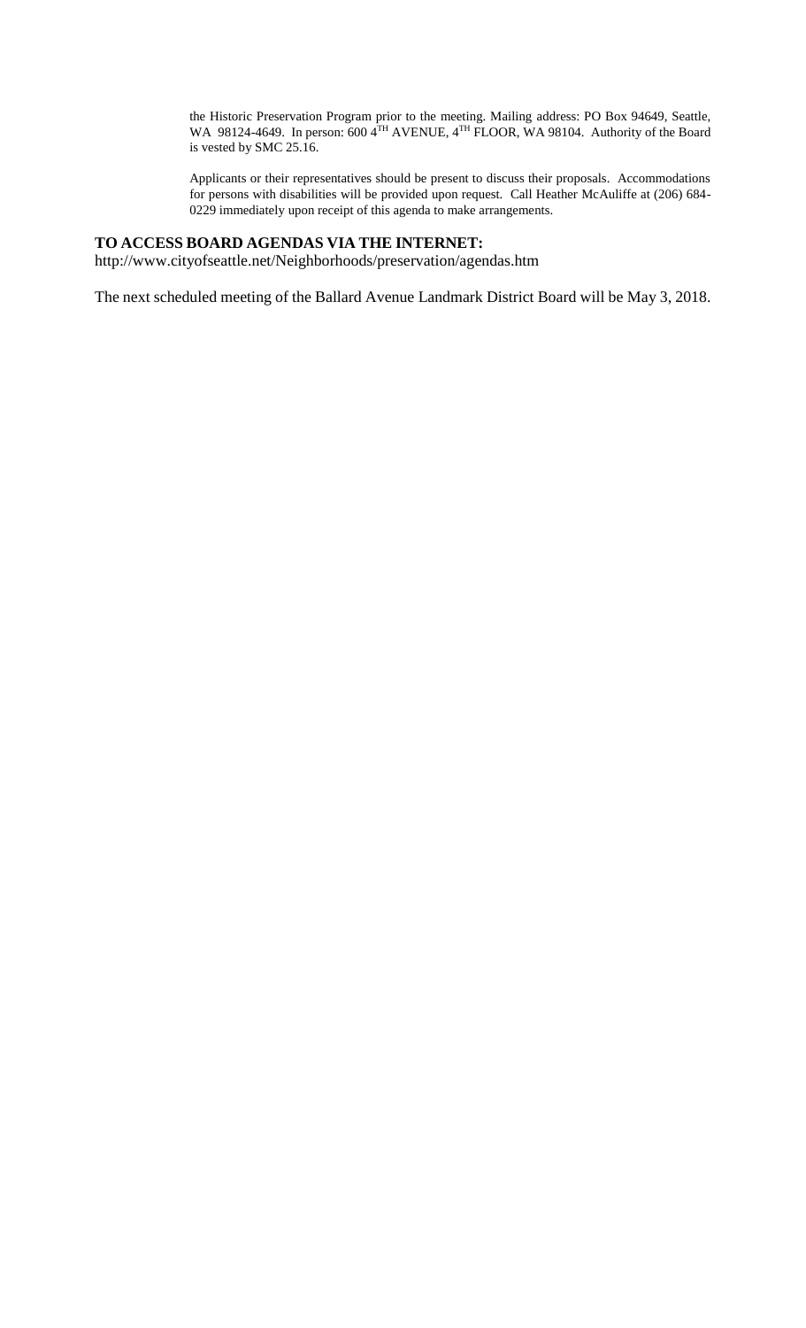the Historic Preservation Program prior to the meeting. Mailing address: PO Box 94649, Seattle, WA 98124-4649. In person: 600 4TH AVENUE, 4TH FLOOR, WA 98104. Authority of the Board is vested by SMC 25.16.

Applicants or their representatives should be present to discuss their proposals. Accommodations for persons with disabilities will be provided upon request. Call Heather McAuliffe at (206) 684-0229 immediately upon receipt of this agenda to make arrangements.

**TO ACCESS BOARD AGENDAS VIA THE INTERNET:**

http://www.cityofseattle.net/Neighborhoods/preservation/agendas.htm

The next scheduled meeting of the Ballard Avenue Landmark District Board will be May 3, 2018.